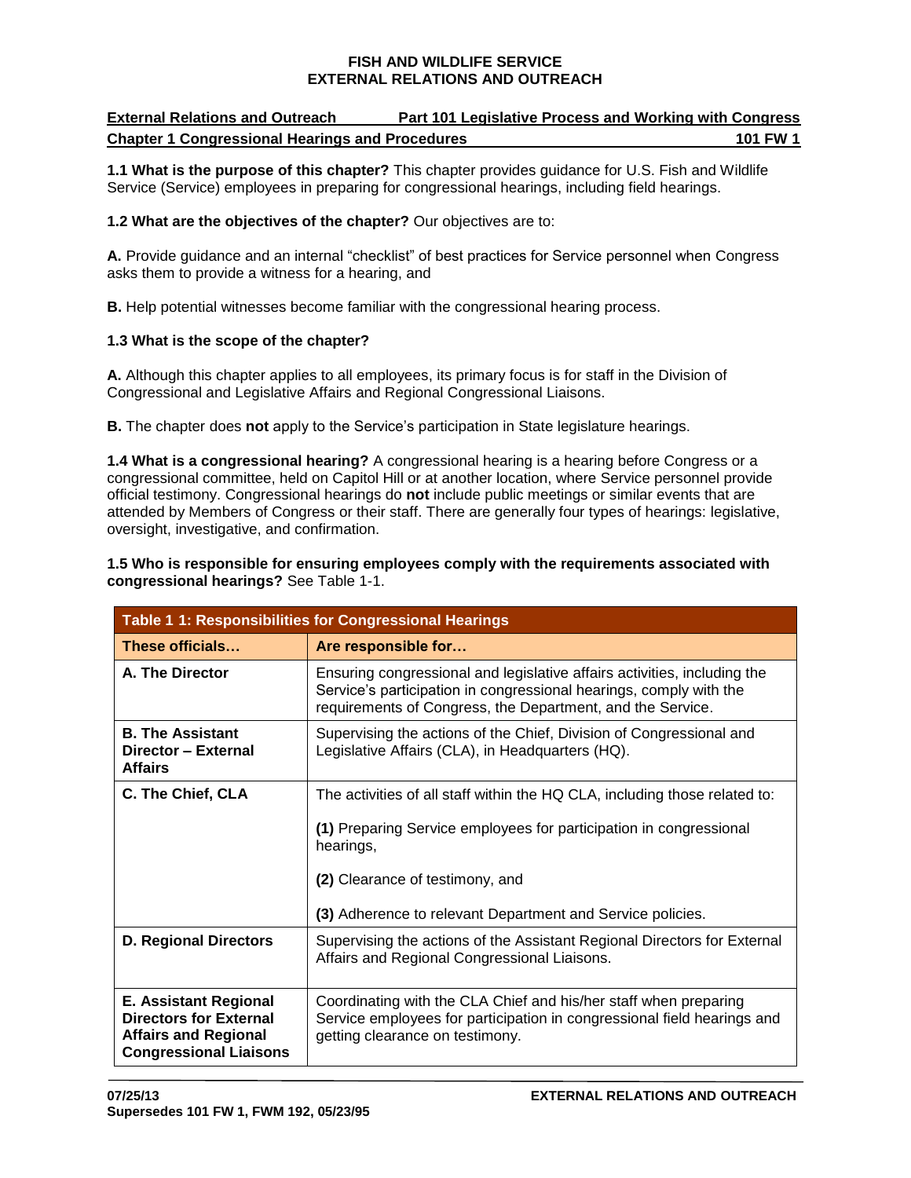# FISH AND WILDLIFE SERVICE
# EXTERNAL RELATIONS AND OUTREACH

**External Relations and Outreach** **Part 101 Legislative Process and Working with Congress**
**Chapter 1 Congressional Hearings and Procedures** **101 FW 1**

**1.1 What is the purpose of this chapter?** This chapter provides guidance for U.S. Fish and Wildlife Service (Service) employees in preparing for congressional hearings, including field hearings.

**1.2 What are the objectives of the chapter?** Our objectives are to:

**A.** Provide guidance and an internal "checklist" of best practices for Service personnel when Congress asks them to provide a witness for a hearing, and

**B.** Help potential witnesses become familiar with the congressional hearing process.

**1.3 What is the scope of the chapter?**

**A.** Although this chapter applies to all employees, its primary focus is for staff in the Division of Congressional and Legislative Affairs and Regional Congressional Liaisons.

**B.** The chapter does **not** apply to the Service's participation in State legislature hearings.

**1.4 What is a congressional hearing?** A congressional hearing is a hearing before Congress or a congressional committee, held on Capitol Hill or at another location, where Service personnel provide official testimony. Congressional hearings do **not** include public meetings or similar events that are attended by Members of Congress or their staff. There are generally four types of hearings: legislative, oversight, investigative, and confirmation.

**1.5 Who is responsible for ensuring employees comply with the requirements associated with congressional hearings?** See Table 1-1.

| Table 1 1: Responsibilities for Congressional Hearings | |
|---|---|
| **These officials…** | **Are responsible for…** |
| **A. The Director** | Ensuring congressional and legislative affairs activities, including the Service's participation in congressional hearings, comply with the requirements of Congress, the Department, and the Service. |
| **B. The Assistant Director – External Affairs** | Supervising the actions of the Chief, Division of Congressional and Legislative Affairs (CLA), in Headquarters (HQ). |
| **C. The Chief, CLA** | The activities of all staff within the HQ CLA, including those related to:<br><br>**(1)** Preparing Service employees for participation in congressional hearings,<br><br>**(2)** Clearance of testimony, and<br><br>**(3)** Adherence to relevant Department and Service policies. |
| **D. Regional Directors** | Supervising the actions of the Assistant Regional Directors for External Affairs and Regional Congressional Liaisons. |
| **E. Assistant Regional Directors for External Affairs and Regional Congressional Liaisons** | Coordinating with the CLA Chief and his/her staff when preparing Service employees for participation in congressional field hearings and getting clearance on testimony. |

**07/25/13**
**Supersedes 101 FW 1, FWM 192, 05/23/95**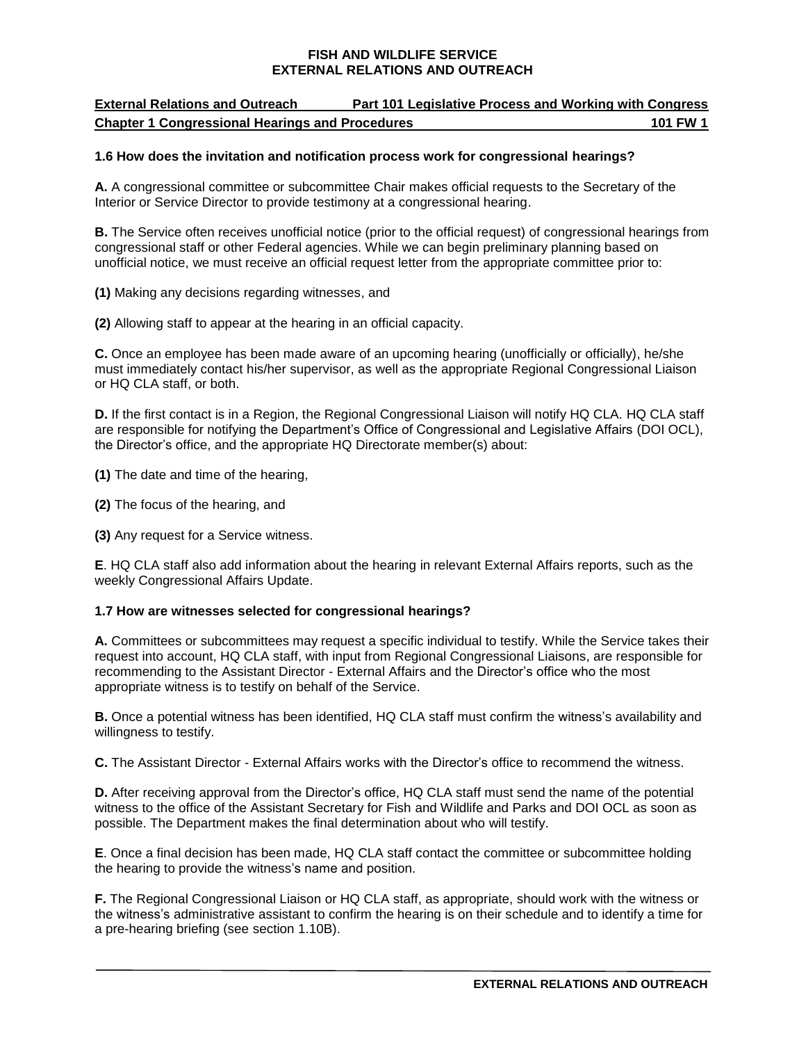### 1.6 How does the invitation and notification process work for congressional hearings?

**A.** A congressional committee or subcommittee Chair makes official requests to the Secretary of the Interior or Service Director to provide testimony at a congressional hearing.

**B.** The Service often receives unofficial notice (prior to the official request) of congressional hearings from congressional staff or other Federal agencies. While we can begin preliminary planning based on unofficial notice, we must receive an official request letter from the appropriate committee prior to:

**(1)** Making any decisions regarding witnesses, and

**(2)** Allowing staff to appear at the hearing in an official capacity.

**C.** Once an employee has been made aware of an upcoming hearing (unofficially or officially), he/she must immediately contact his/her supervisor, as well as the appropriate Regional Congressional Liaison or HQ CLA staff, or both.

**D.** If the first contact is in a Region, the Regional Congressional Liaison will notify HQ CLA. HQ CLA staff are responsible for notifying the Department's Office of Congressional and Legislative Affairs (DOI OCL), the Director's office, and the appropriate HQ Directorate member(s) about:

**(1)** The date and time of the hearing,

**(2)** The focus of the hearing, and

**(3)** Any request for a Service witness.

**E**. HQ CLA staff also add information about the hearing in relevant External Affairs reports, such as the weekly Congressional Affairs Update.

### 1.7 How are witnesses selected for congressional hearings?

**A.** Committees or subcommittees may request a specific individual to testify. While the Service takes their request into account, HQ CLA staff, with input from Regional Congressional Liaisons, are responsible for recommending to the Assistant Director - External Affairs and the Director's office who the most appropriate witness is to testify on behalf of the Service.

**B.** Once a potential witness has been identified, HQ CLA staff must confirm the witness's availability and willingness to testify.

**C.** The Assistant Director - External Affairs works with the Director's office to recommend the witness.

**D.** After receiving approval from the Director's office, HQ CLA staff must send the name of the potential witness to the office of the Assistant Secretary for Fish and Wildlife and Parks and DOI OCL as soon as possible. The Department makes the final determination about who will testify.

**E**. Once a final decision has been made, HQ CLA staff contact the committee or subcommittee holding the hearing to provide the witness's name and position.

**F.** The Regional Congressional Liaison or HQ CLA staff, as appropriate, should work with the witness or the witness's administrative assistant to confirm the hearing is on their schedule and to identify a time for a pre-hearing briefing (see section 1.10B).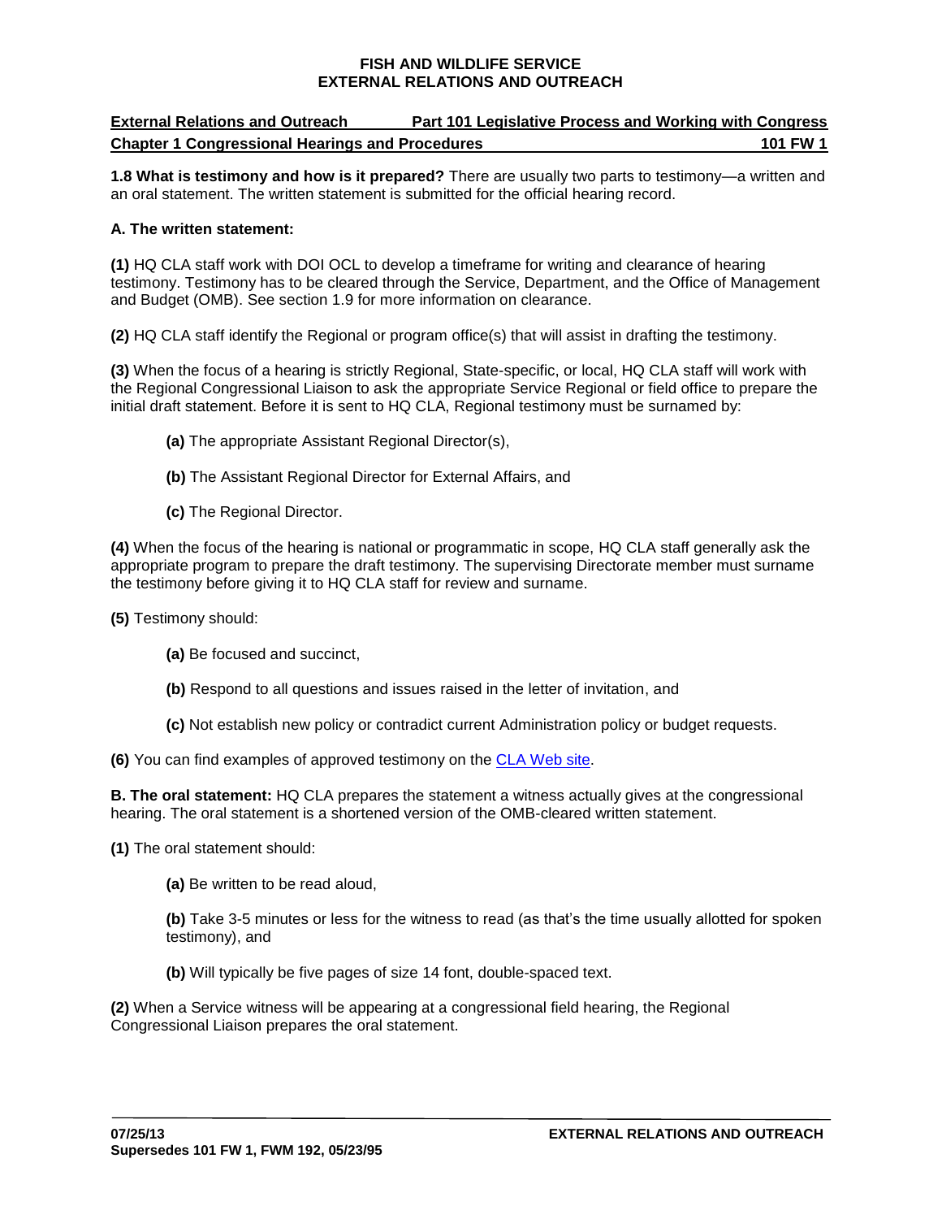**1.8 What is testimony and how is it prepared?** There are usually two parts to testimony—a written and an oral statement. The written statement is submitted for the official hearing record.

**A. The written statement:**

**(1)** HQ CLA staff work with DOI OCL to develop a timeframe for writing and clearance of hearing testimony. Testimony has to be cleared through the Service, Department, and the Office of Management and Budget (OMB). See section 1.9 for more information on clearance.

**(2)** HQ CLA staff identify the Regional or program office(s) that will assist in drafting the testimony.

**(3)** When the focus of a hearing is strictly Regional, State-specific, or local, HQ CLA staff will work with the Regional Congressional Liaison to ask the appropriate Service Regional or field office to prepare the initial draft statement. Before it is sent to HQ CLA, Regional testimony must be surnamed by:

**(a)** The appropriate Assistant Regional Director(s),

**(b)** The Assistant Regional Director for External Affairs, and

**(c)** The Regional Director.

**(4)** When the focus of the hearing is national or programmatic in scope, HQ CLA staff generally ask the appropriate program to prepare the draft testimony. The supervising Directorate member must surname the testimony before giving it to HQ CLA staff for review and surname.

**(5)** Testimony should:

**(a)** Be focused and succinct,

**(b)** Respond to all questions and issues raised in the letter of invitation, and

**(c)** Not establish new policy or contradict current Administration policy or budget requests.

**(6)** You can find examples of approved testimony on the CLA Web site.

**B. The oral statement:** HQ CLA prepares the statement a witness actually gives at the congressional hearing. The oral statement is a shortened version of the OMB-cleared written statement.

**(1)** The oral statement should:

**(a)** Be written to be read aloud,

**(b)** Take 3-5 minutes or less for the witness to read (as that's the time usually allotted for spoken testimony), and

**(b)** Will typically be five pages of size 14 font, double-spaced text.

**(2)** When a Service witness will be appearing at a congressional field hearing, the Regional Congressional Liaison prepares the oral statement.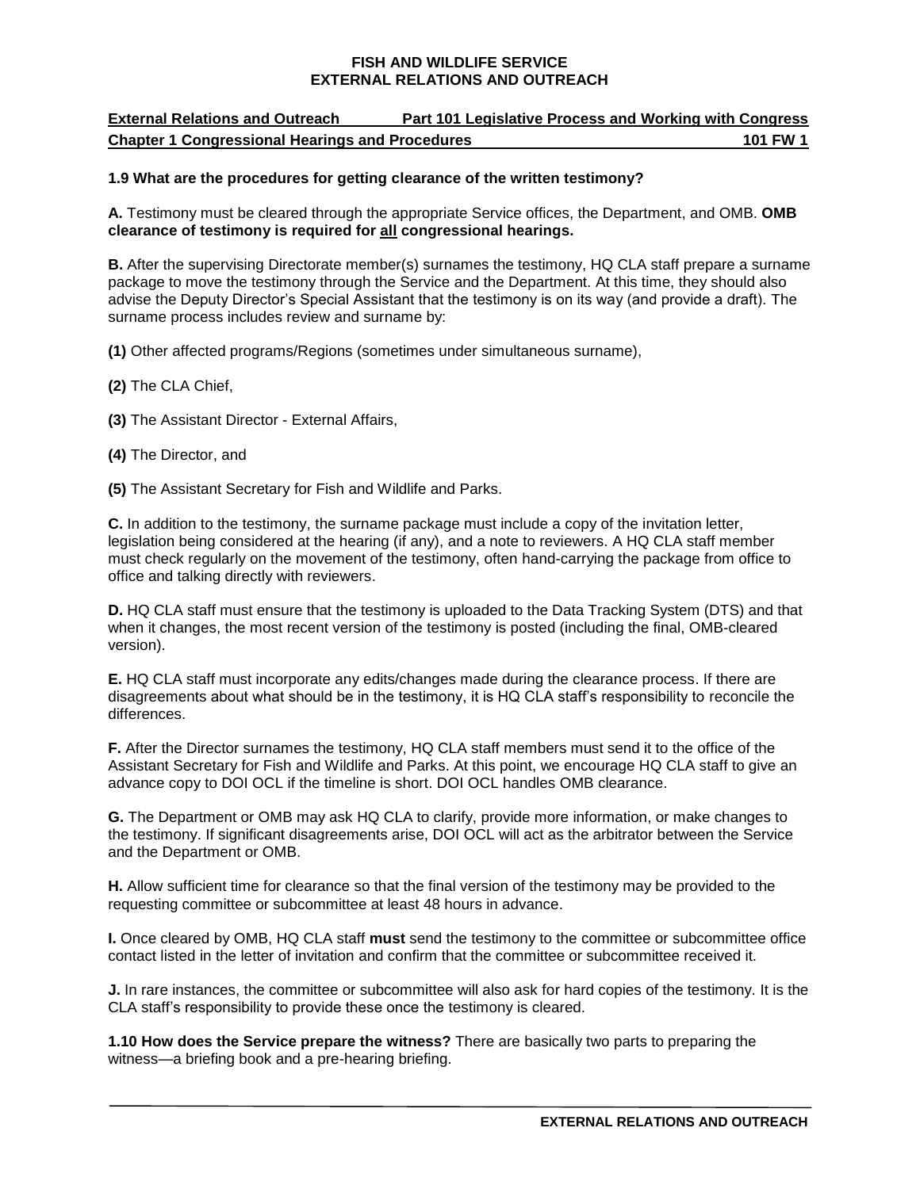**1.9 What are the procedures for getting clearance of the written testimony?**

**A.** Testimony must be cleared through the appropriate Service offices, the Department, and OMB. **OMB clearance of testimony is required for <u>all</u> congressional hearings.**

**B.** After the supervising Directorate member(s) surnames the testimony, HQ CLA staff prepare a surname package to move the testimony through the Service and the Department. At this time, they should also advise the Deputy Director's Special Assistant that the testimony is on its way (and provide a draft). The surname process includes review and surname by:

**(1)** Other affected programs/Regions (sometimes under simultaneous surname),

**(2)** The CLA Chief,

**(3)** The Assistant Director - External Affairs,

**(4)** The Director, and

**(5)** The Assistant Secretary for Fish and Wildlife and Parks.

**C.** In addition to the testimony, the surname package must include a copy of the invitation letter, legislation being considered at the hearing (if any), and a note to reviewers. A HQ CLA staff member must check regularly on the movement of the testimony, often hand-carrying the package from office to office and talking directly with reviewers.

**D.** HQ CLA staff must ensure that the testimony is uploaded to the Data Tracking System (DTS) and that when it changes, the most recent version of the testimony is posted (including the final, OMB-cleared version).

**E.** HQ CLA staff must incorporate any edits/changes made during the clearance process. If there are disagreements about what should be in the testimony, it is HQ CLA staff's responsibility to reconcile the differences.

**F.** After the Director surnames the testimony, HQ CLA staff members must send it to the office of the Assistant Secretary for Fish and Wildlife and Parks. At this point, we encourage HQ CLA staff to give an advance copy to DOI OCL if the timeline is short. DOI OCL handles OMB clearance.

**G.** The Department or OMB may ask HQ CLA to clarify, provide more information, or make changes to the testimony. If significant disagreements arise, DOI OCL will act as the arbitrator between the Service and the Department or OMB.

**H.** Allow sufficient time for clearance so that the final version of the testimony may be provided to the requesting committee or subcommittee at least 48 hours in advance.

**I.** Once cleared by OMB, HQ CLA staff **must** send the testimony to the committee or subcommittee office contact listed in the letter of invitation and confirm that the committee or subcommittee received it.

**J.** In rare instances, the committee or subcommittee will also ask for hard copies of the testimony. It is the CLA staff's responsibility to provide these once the testimony is cleared.

**1.10 How does the Service prepare the witness?** There are basically two parts to preparing the witness—a briefing book and a pre-hearing briefing.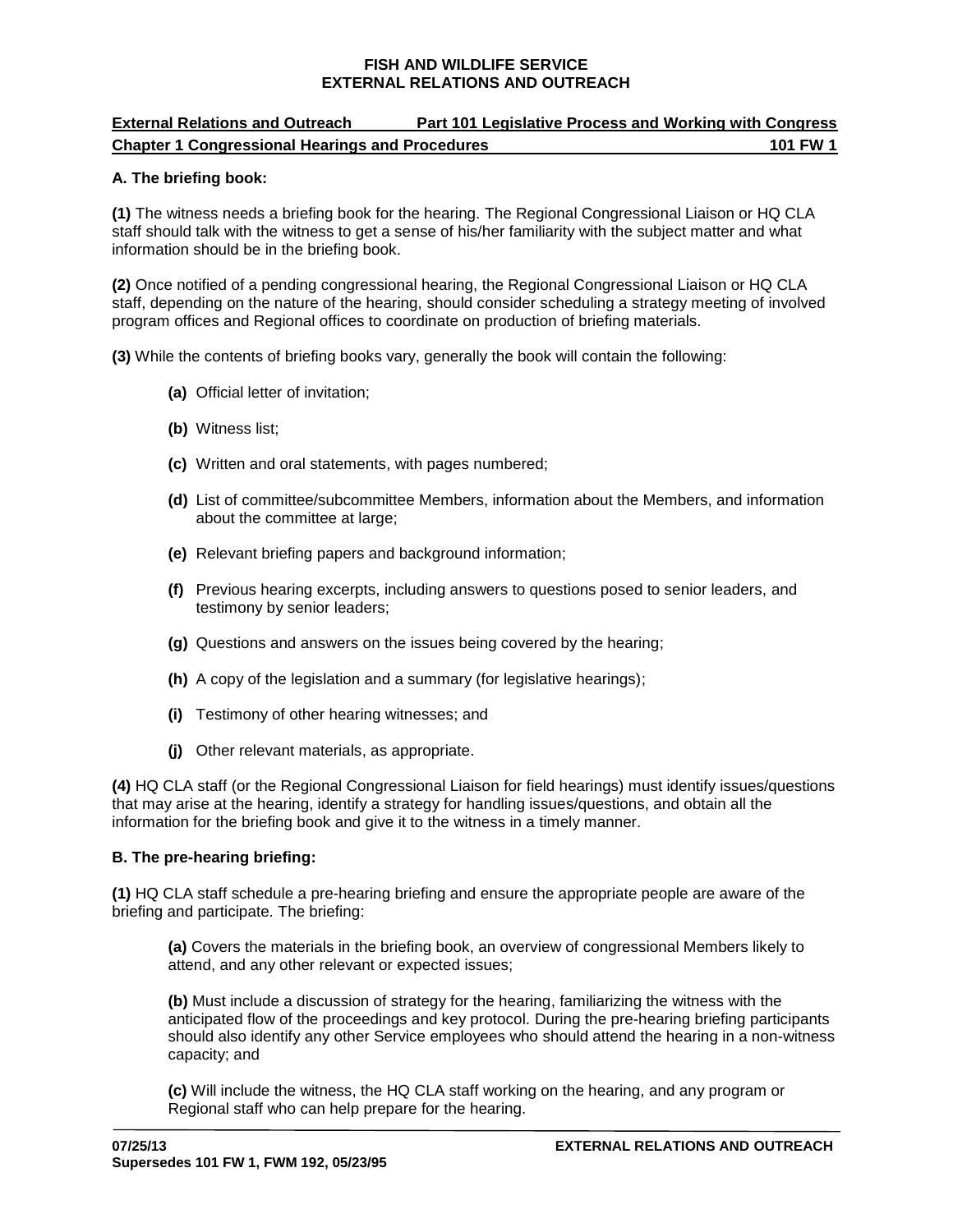**A. The briefing book:**

**(1)** The witness needs a briefing book for the hearing. The Regional Congressional Liaison or HQ CLA staff should talk with the witness to get a sense of his/her familiarity with the subject matter and what information should be in the briefing book.

**(2)** Once notified of a pending congressional hearing, the Regional Congressional Liaison or HQ CLA staff, depending on the nature of the hearing, should consider scheduling a strategy meeting of involved program offices and Regional offices to coordinate on production of briefing materials.

**(3)** While the contents of briefing books vary, generally the book will contain the following:

- **(a)** Official letter of invitation;
- **(b)** Witness list;
- **(c)** Written and oral statements, with pages numbered;
- **(d)** List of committee/subcommittee Members, information about the Members, and information about the committee at large;
- **(e)** Relevant briefing papers and background information;
- **(f)** Previous hearing excerpts, including answers to questions posed to senior leaders, and testimony by senior leaders;
- **(g)** Questions and answers on the issues being covered by the hearing;
- **(h)** A copy of the legislation and a summary (for legislative hearings);
- **(i)** Testimony of other hearing witnesses; and
- **(j)** Other relevant materials, as appropriate.

**(4)** HQ CLA staff (or the Regional Congressional Liaison for field hearings) must identify issues/questions that may arise at the hearing, identify a strategy for handling issues/questions, and obtain all the information for the briefing book and give it to the witness in a timely manner.

**B. The pre-hearing briefing:**

**(1)** HQ CLA staff schedule a pre-hearing briefing and ensure the appropriate people are aware of the briefing and participate. The briefing:

**(a)** Covers the materials in the briefing book, an overview of congressional Members likely to attend, and any other relevant or expected issues;

**(b)** Must include a discussion of strategy for the hearing, familiarizing the witness with the anticipated flow of the proceedings and key protocol. During the pre-hearing briefing participants should also identify any other Service employees who should attend the hearing in a non-witness capacity; and

**(c)** Will include the witness, the HQ CLA staff working on the hearing, and any program or Regional staff who can help prepare for the hearing.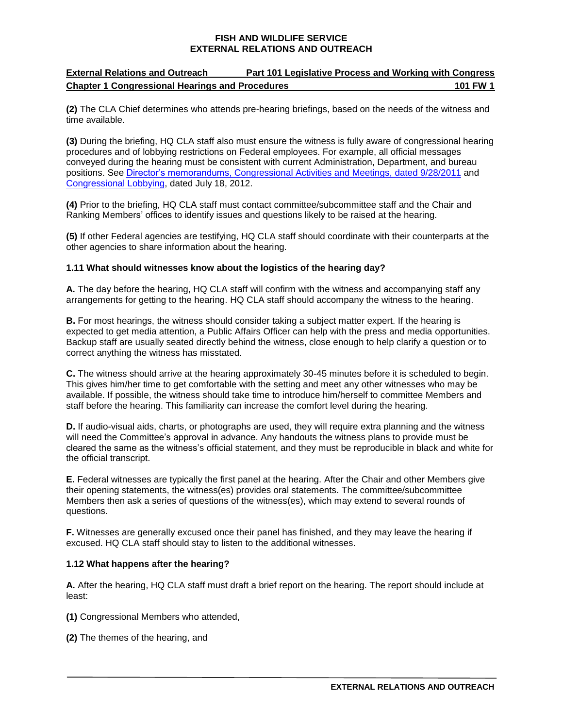(2) The CLA Chief determines who attends pre-hearing briefings, based on the needs of the witness and time available.

**(3)** During the briefing, HQ CLA staff also must ensure the witness is fully aware of congressional hearing procedures and of lobbying restrictions on Federal employees. For example, all official messages conveyed during the hearing must be consistent with current Administration, Department, and bureau positions. See Director's memorandums, Congressional Activities and Meetings, dated 9/28/2011 and Congressional Lobbying, dated July 18, 2012.

**(4)** Prior to the briefing, HQ CLA staff must contact committee/subcommittee staff and the Chair and Ranking Members' offices to identify issues and questions likely to be raised at the hearing.

**(5)** If other Federal agencies are testifying, HQ CLA staff should coordinate with their counterparts at the other agencies to share information about the hearing.

### 1.11 What should witnesses know about the logistics of the hearing day?

**A.** The day before the hearing, HQ CLA staff will confirm with the witness and accompanying staff any arrangements for getting to the hearing. HQ CLA staff should accompany the witness to the hearing.

**B.** For most hearings, the witness should consider taking a subject matter expert. If the hearing is expected to get media attention, a Public Affairs Officer can help with the press and media opportunities. Backup staff are usually seated directly behind the witness, close enough to help clarify a question or to correct anything the witness has misstated.

**C.** The witness should arrive at the hearing approximately 30-45 minutes before it is scheduled to begin. This gives him/her time to get comfortable with the setting and meet any other witnesses who may be available. If possible, the witness should take time to introduce him/herself to committee Members and staff before the hearing. This familiarity can increase the comfort level during the hearing.

**D.** If audio-visual aids, charts, or photographs are used, they will require extra planning and the witness will need the Committee's approval in advance. Any handouts the witness plans to provide must be cleared the same as the witness's official statement, and they must be reproducible in black and white for the official transcript.

**E.** Federal witnesses are typically the first panel at the hearing. After the Chair and other Members give their opening statements, the witness(es) provides oral statements. The committee/subcommittee Members then ask a series of questions of the witness(es), which may extend to several rounds of questions.

**F.** Witnesses are generally excused once their panel has finished, and they may leave the hearing if excused. HQ CLA staff should stay to listen to the additional witnesses.

### 1.12 What happens after the hearing?

**A.** After the hearing, HQ CLA staff must draft a brief report on the hearing. The report should include at least:

**(1)** Congressional Members who attended,

**(2)** The themes of the hearing, and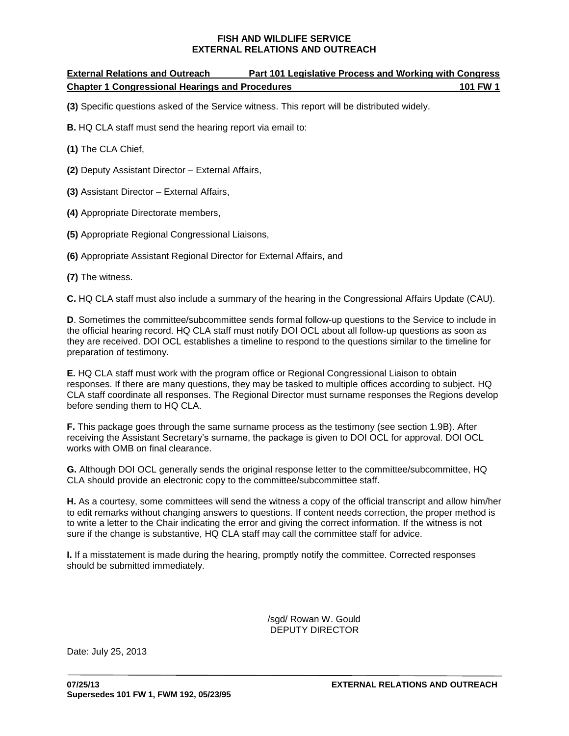**(3)** Specific questions asked of the Service witness. This report will be distributed widely.

**B.** HQ CLA staff must send the hearing report via email to:

**(1)** The CLA Chief,

**(2)** Deputy Assistant Director – External Affairs,

**(3)** Assistant Director – External Affairs,

**(4)** Appropriate Directorate members,

**(5)** Appropriate Regional Congressional Liaisons,

**(6)** Appropriate Assistant Regional Director for External Affairs, and

**(7)** The witness.

**C.** HQ CLA staff must also include a summary of the hearing in the Congressional Affairs Update (CAU).

**D**. Sometimes the committee/subcommittee sends formal follow-up questions to the Service to include in the official hearing record. HQ CLA staff must notify DOI OCL about all follow-up questions as soon as they are received. DOI OCL establishes a timeline to respond to the questions similar to the timeline for preparation of testimony.

**E.** HQ CLA staff must work with the program office or Regional Congressional Liaison to obtain responses. If there are many questions, they may be tasked to multiple offices according to subject. HQ CLA staff coordinate all responses. The Regional Director must surname responses the Regions develop before sending them to HQ CLA.

**F.** This package goes through the same surname process as the testimony (see section 1.9B). After receiving the Assistant Secretary's surname, the package is given to DOI OCL for approval. DOI OCL works with OMB on final clearance.

**G.** Although DOI OCL generally sends the original response letter to the committee/subcommittee, HQ CLA should provide an electronic copy to the committee/subcommittee staff.

**H.** As a courtesy, some committees will send the witness a copy of the official transcript and allow him/her to edit remarks without changing answers to questions. If content needs correction, the proper method is to write a letter to the Chair indicating the error and giving the correct information. If the witness is not sure if the change is substantive, HQ CLA staff may call the committee staff for advice.

**I.** If a misstatement is made during the hearing, promptly notify the committee. Corrected responses should be submitted immediately.

/sgd/ Rowan W. Gould
DEPUTY DIRECTOR

Date: July 25, 2013

**07/25/13**
**Supersedes 101 FW 1, FWM 192, 05/23/95**